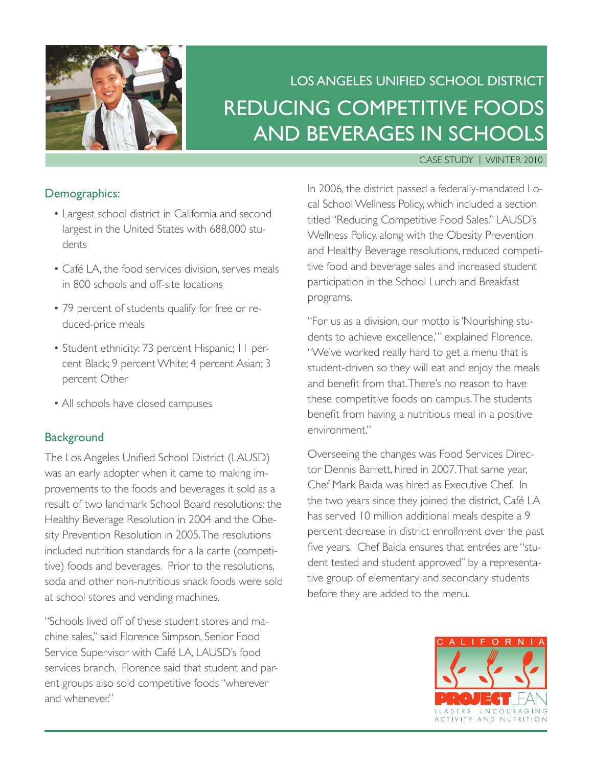LOS ANGELES UNIFIED SCHOOL DISTRICT

# REDUCING COMPETITIVE FOODS AND BEVERAGES IN SCHOOLS

CASE STUDY | WINTER 2010

## Demographics:

- Largest school district in California and second largest in the United States with 688,000 students
- Café LA, the food services division, serves meals in 800 schools and off-site locations
- 79 percent of students qualify for free or reduced-price meals
- Student ethnicity: 73 percent Hispanic; 11 percent Black; 9 percent White; 4 percent Asian; 3 percent Other
- All schools have closed campuses

## Background

The Los Angeles Unified School District (LAUSD) was an early adopter when it came to making improvements to the foods and beverages it sold as a result of two landmark School Board resolutions: the Healthy Beverage Resolution in 2004 and the Obesity Prevention Resolution in 2005. The resolutions included nutrition standards for a la carte (competitive) foods and beverages. Prior to the resolutions, soda and other non-nutritious snack foods were sold at school stores and vending machines.

"Schools lived off of these student stores and machine sales," said Florence Simpson, Senior Food Service Supervisor with Café LA, LAUSD's food services branch. Florence said that student and parent groups also sold competitive foods "wherever and whenever."

In 2006, the district passed a federally-mandated Local School Wellness Policy, which included a section titled "Reducing Competitive Food Sales." LAUSD's Wellness Policy, along with the Obesity Prevention and Healthy Beverage resolutions, reduced competitive food and beverage sales and increased student participation in the School Lunch and Breakfast programs.

"For us as a division, our motto is 'Nourishing students to achieve excellence,'" explained Florence. "We've worked really hard to get a menu that is student-driven so they will eat and enjoy the meals and benefit from that. There's no reason to have these competitive foods on campus. The students benefit from having a nutritious meal in a positive environment."

Overseeing the changes was Food Services Director Dennis Barrett, hired in 2007. That same year, Chef Mark Baida was hired as Executive Chef. In the two years since they joined the district, Café LA has served 10 million additional meals despite a 9 percent decrease in district enrollment over the past five years. Chef Baida ensures that entrées are "student tested and student approved" by a representative group of elementary and secondary students before they are added to the menu.

CALIFORNIA PROJECT LEAN
LEADERS ENCOURAGING ACTIVITY AND NUTRITION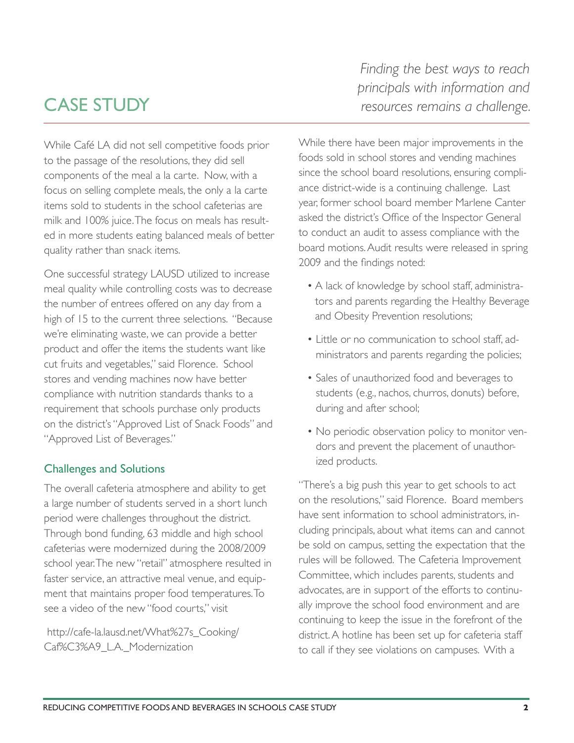## CASE STUDY

*Finding the best ways to reach principals with information and resources remains a challenge.*

While Café LA did not sell competitive foods prior to the passage of the resolutions, they did sell components of the meal a la carte. Now, with a focus on selling complete meals, the only a la carte items sold to students in the school cafeterias are milk and 100% juice. The focus on meals has resulted in more students eating balanced meals of better quality rather than snack items.

One successful strategy LAUSD utilized to increase meal quality while controlling costs was to decrease the number of entrees offered on any day from a high of 15 to the current three selections. "Because we're eliminating waste, we can provide a better product and offer the items the students want like cut fruits and vegetables," said Florence. School stores and vending machines now have better compliance with nutrition standards thanks to a requirement that schools purchase only products on the district's "Approved List of Snack Foods" and "Approved List of Beverages."

### Challenges and Solutions

The overall cafeteria atmosphere and ability to get a large number of students served in a short lunch period were challenges throughout the district. Through bond funding, 63 middle and high school cafeterias were modernized during the 2008/2009 school year. The new "retail" atmosphere resulted in faster service, an attractive meal venue, and equipment that maintains proper food temperatures. To see a video of the new "food courts," visit

http://cafe-la.lausd.net/What%27s_Cooking/Caf%C3%A9_L.A._Modernization

While there have been major improvements in the foods sold in school stores and vending machines since the school board resolutions, ensuring compliance district-wide is a continuing challenge. Last year, former school board member Marlene Canter asked the district's Office of the Inspector General to conduct an audit to assess compliance with the board motions. Audit results were released in spring 2009 and the findings noted:

- A lack of knowledge by school staff, administrators and parents regarding the Healthy Beverage and Obesity Prevention resolutions;
- Little or no communication to school staff, administrators and parents regarding the policies;
- Sales of unauthorized food and beverages to students (e.g., nachos, churros, donuts) before, during and after school;
- No periodic observation policy to monitor vendors and prevent the placement of unauthorized products.

"There's a big push this year to get schools to act on the resolutions," said Florence. Board members have sent information to school administrators, including principals, about what items can and cannot be sold on campus, setting the expectation that the rules will be followed. The Cafeteria Improvement Committee, which includes parents, students and advocates, are in support of the efforts to continually improve the school food environment and are continuing to keep the issue in the forefront of the district. A hotline has been set up for cafeteria staff to call if they see violations on campuses. With a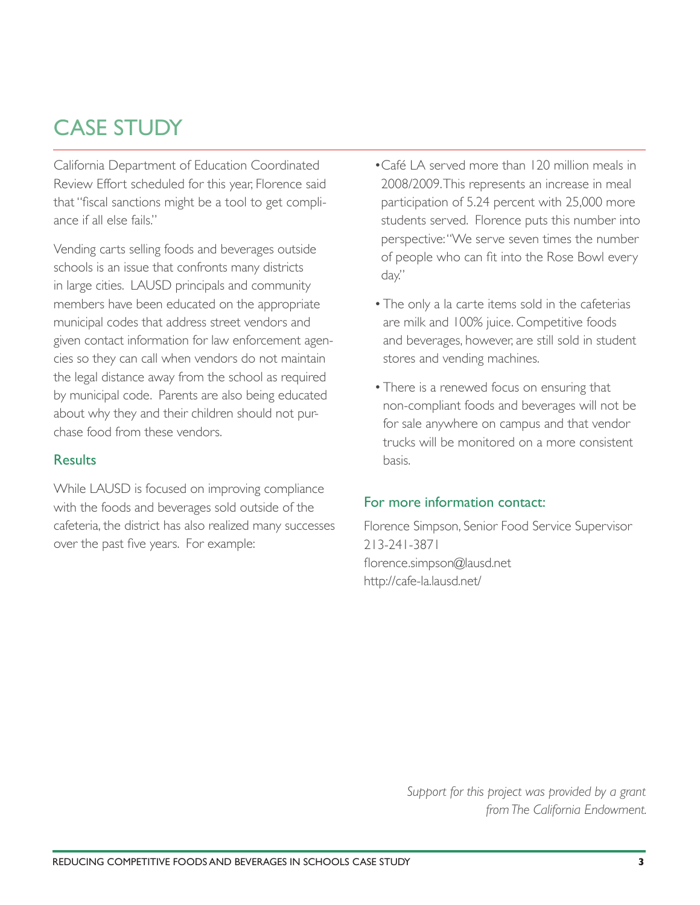# CASE STUDY

California Department of Education Coordinated Review Effort scheduled for this year, Florence said that "fiscal sanctions might be a tool to get compliance if all else fails."

Vending carts selling foods and beverages outside schools is an issue that confronts many districts in large cities. LAUSD principals and community members have been educated on the appropriate municipal codes that address street vendors and given contact information for law enforcement agencies so they can call when vendors do not maintain the legal distance away from the school as required by municipal code. Parents are also being educated about why they and their children should not purchase food from these vendors.

## Results

While LAUSD is focused on improving compliance with the foods and beverages sold outside of the cafeteria, the district has also realized many successes over the past five years. For example:

- Café LA served more than 120 million meals in 2008/2009. This represents an increase in meal participation of 5.24 percent with 25,000 more students served. Florence puts this number into perspective: "We serve seven times the number of people who can fit into the Rose Bowl every day."
- The only a la carte items sold in the cafeterias are milk and 100% juice. Competitive foods and beverages, however, are still sold in student stores and vending machines.
- There is a renewed focus on ensuring that non-compliant foods and beverages will not be for sale anywhere on campus and that vendor trucks will be monitored on a more consistent basis.

## For more information contact:

Florence Simpson, Senior Food Service Supervisor
213-241-3871
florence.simpson@lausd.net
http://cafe-la.lausd.net/

*Support for this project was provided by a grant from The California Endowment.*